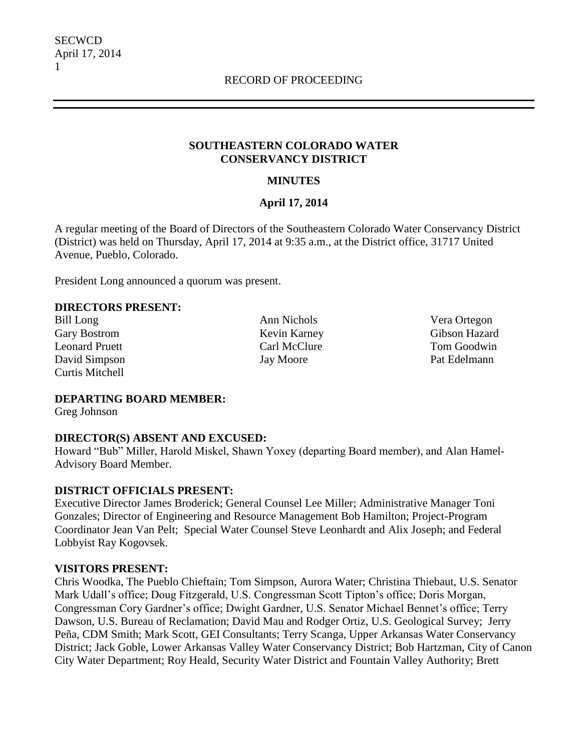RECORD OF PROCEEDING

**SOUTHEASTERN COLORADO WATER CONSERVANCY DISTRICT**

**MINUTES**

**April 17, 2014**

A regular meeting of the Board of Directors of the Southeastern Colorado Water Conservancy District (District) was held on Thursday, April 17, 2014 at 9:35 a.m., at the District office, 31717 United Avenue, Pueblo, Colorado.

President Long announced a quorum was present.

**DIRECTORS PRESENT:**

Bill Long
Gary Bostrom
Leonard Pruett
David Simpson
Curtis Mitchell
Ann Nichols
Kevin Karney
Carl McClure
Jay Moore
Vera Ortegon
Gibson Hazard
Tom Goodwin
Pat Edelmann

**DEPARTING BOARD MEMBER:**

Greg Johnson

**DIRECTOR(S) ABSENT AND EXCUSED:**

Howard "Bub" Miller, Harold Miskel, Shawn Yoxey (departing Board member), and Alan Hamel-Advisory Board Member.

**DISTRICT OFFICIALS PRESENT:**

Executive Director James Broderick; General Counsel Lee Miller; Administrative Manager Toni Gonzales; Director of Engineering and Resource Management Bob Hamilton; Project-Program Coordinator Jean Van Pelt; Special Water Counsel Steve Leonhardt and Alix Joseph; and Federal Lobbyist Ray Kogovsek.

**VISITORS PRESENT:**

Chris Woodka, The Pueblo Chieftain; Tom Simpson, Aurora Water; Christina Thiebaut, U.S. Senator Mark Udall's office; Doug Fitzgerald, U.S. Congressman Scott Tipton's office; Doris Morgan, Congressman Cory Gardner's office; Dwight Gardner, U.S. Senator Michael Bennet's office; Terry Dawson, U.S. Bureau of Reclamation; David Mau and Rodger Ortiz, U.S. Geological Survey; Jerry Peña, CDM Smith; Mark Scott, GEI Consultants; Terry Scanga, Upper Arkansas Water Conservancy District; Jack Goble, Lower Arkansas Valley Water Conservancy District; Bob Hartzman, City of Canon City Water Department; Roy Heald, Security Water District and Fountain Valley Authority; Brett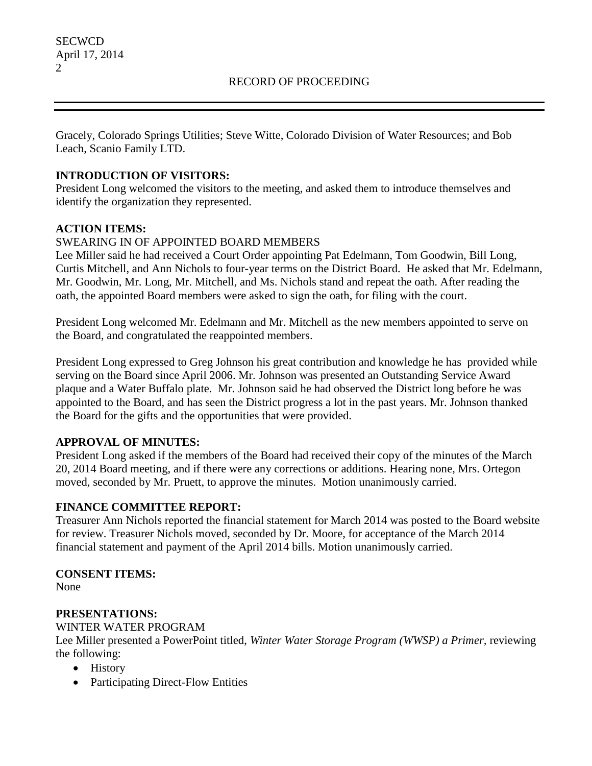Gracely, Colorado Springs Utilities; Steve Witte, Colorado Division of Water Resources; and Bob Leach, Scanio Family LTD.

**INTRODUCTION OF VISITORS:**
President Long welcomed the visitors to the meeting, and asked them to introduce themselves and identify the organization they represented.

**ACTION ITEMS:**
SWEARING IN OF APPOINTED BOARD MEMBERS
Lee Miller said he had received a Court Order appointing Pat Edelmann, Tom Goodwin, Bill Long, Curtis Mitchell, and Ann Nichols to four-year terms on the District Board. He asked that Mr. Edelmann, Mr. Goodwin, Mr. Long, Mr. Mitchell, and Ms. Nichols stand and repeat the oath. After reading the oath, the appointed Board members were asked to sign the oath, for filing with the court.

President Long welcomed Mr. Edelmann and Mr. Mitchell as the new members appointed to serve on the Board, and congratulated the reappointed members.

President Long expressed to Greg Johnson his great contribution and knowledge he has provided while serving on the Board since April 2006. Mr. Johnson was presented an Outstanding Service Award plaque and a Water Buffalo plate. Mr. Johnson said he had observed the District long before he was appointed to the Board, and has seen the District progress a lot in the past years. Mr. Johnson thanked the Board for the gifts and the opportunities that were provided.

**APPROVAL OF MINUTES:**
President Long asked if the members of the Board had received their copy of the minutes of the March 20, 2014 Board meeting, and if there were any corrections or additions. Hearing none, Mrs. Ortegon moved, seconded by Mr. Pruett, to approve the minutes. Motion unanimously carried.

**FINANCE COMMITTEE REPORT:**
Treasurer Ann Nichols reported the financial statement for March 2014 was posted to the Board website for review. Treasurer Nichols moved, seconded by Dr. Moore, for acceptance of the March 2014 financial statement and payment of the April 2014 bills. Motion unanimously carried.

**CONSENT ITEMS:**
None

**PRESENTATIONS:**
WINTER WATER PROGRAM
Lee Miller presented a PowerPoint titled, *Winter Water Storage Program (WWSP) a Primer,* reviewing the following:

- History
- Participating Direct-Flow Entities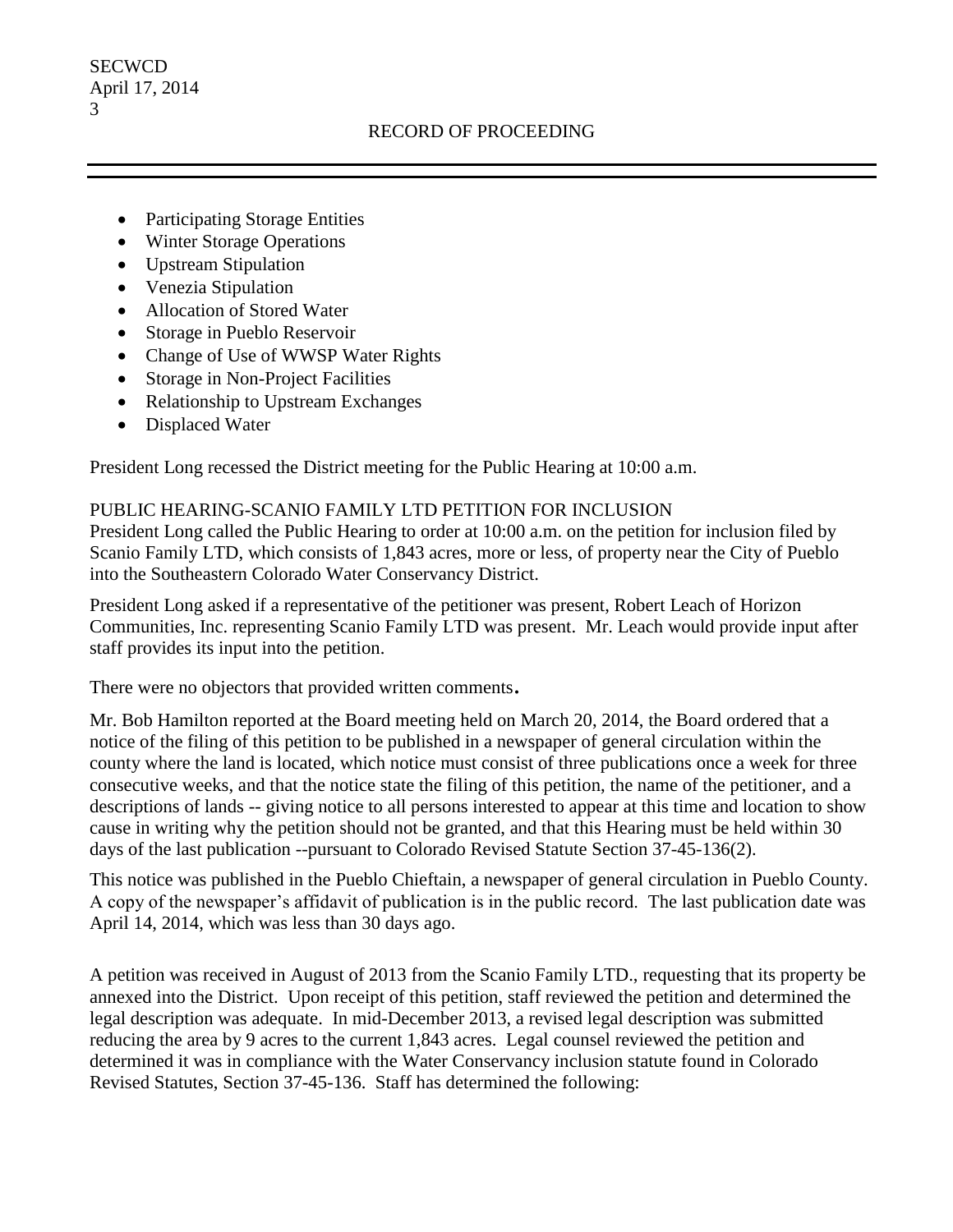- Participating Storage Entities
- Winter Storage Operations
- Upstream Stipulation
- Venezia Stipulation
- Allocation of Stored Water
- Storage in Pueblo Reservoir
- Change of Use of WWSP Water Rights
- Storage in Non-Project Facilities
- Relationship to Upstream Exchanges
- Displaced Water

President Long recessed the District meeting for the Public Hearing at 10:00 a.m.

PUBLIC HEARING-SCANIO FAMILY LTD PETITION FOR INCLUSION

President Long called the Public Hearing to order at 10:00 a.m. on the petition for inclusion filed by Scanio Family LTD, which consists of 1,843 acres, more or less, of property near the City of Pueblo into the Southeastern Colorado Water Conservancy District.

President Long asked if a representative of the petitioner was present, Robert Leach of Horizon Communities, Inc. representing Scanio Family LTD was present. Mr. Leach would provide input after staff provides its input into the petition.

There were no objectors that provided written comments**.**

Mr. Bob Hamilton reported at the Board meeting held on March 20, 2014, the Board ordered that a notice of the filing of this petition to be published in a newspaper of general circulation within the county where the land is located, which notice must consist of three publications once a week for three consecutive weeks, and that the notice state the filing of this petition, the name of the petitioner, and a descriptions of lands -- giving notice to all persons interested to appear at this time and location to show cause in writing why the petition should not be granted, and that this Hearing must be held within 30 days of the last publication --pursuant to Colorado Revised Statute Section 37-45-136(2).

This notice was published in the Pueblo Chieftain, a newspaper of general circulation in Pueblo County. A copy of the newspaper's affidavit of publication is in the public record. The last publication date was April 14, 2014, which was less than 30 days ago.

A petition was received in August of 2013 from the Scanio Family LTD., requesting that its property be annexed into the District. Upon receipt of this petition, staff reviewed the petition and determined the legal description was adequate. In mid-December 2013, a revised legal description was submitted reducing the area by 9 acres to the current 1,843 acres. Legal counsel reviewed the petition and determined it was in compliance with the Water Conservancy inclusion statute found in Colorado Revised Statutes, Section 37-45-136. Staff has determined the following: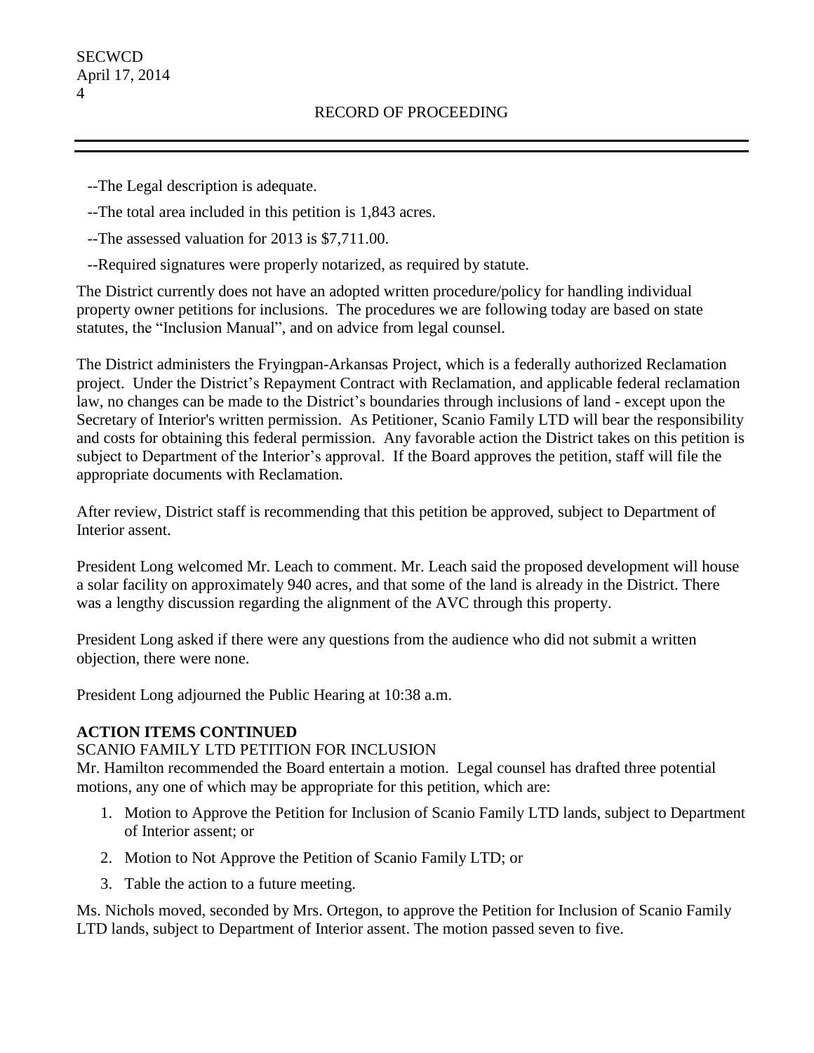--The Legal description is adequate.

--The total area included in this petition is 1,843 acres.

--The assessed valuation for 2013 is $7,711.00.

--Required signatures were properly notarized, as required by statute.

The District currently does not have an adopted written procedure/policy for handling individual property owner petitions for inclusions. The procedures we are following today are based on state statutes, the "Inclusion Manual", and on advice from legal counsel.

The District administers the Fryingpan-Arkansas Project, which is a federally authorized Reclamation project. Under the District's Repayment Contract with Reclamation, and applicable federal reclamation law, no changes can be made to the District's boundaries through inclusions of land - except upon the Secretary of Interior's written permission. As Petitioner, Scanio Family LTD will bear the responsibility and costs for obtaining this federal permission. Any favorable action the District takes on this petition is subject to Department of the Interior's approval. If the Board approves the petition, staff will file the appropriate documents with Reclamation.

After review, District staff is recommending that this petition be approved, subject to Department of Interior assent.

President Long welcomed Mr. Leach to comment. Mr. Leach said the proposed development will house a solar facility on approximately 940 acres, and that some of the land is already in the District. There was a lengthy discussion regarding the alignment of the AVC through this property.

President Long asked if there were any questions from the audience who did not submit a written objection, there were none.

President Long adjourned the Public Hearing at 10:38 a.m.

**ACTION ITEMS CONTINUED**

SCANIO FAMILY LTD PETITION FOR INCLUSION

Mr. Hamilton recommended the Board entertain a motion. Legal counsel has drafted three potential motions, any one of which may be appropriate for this petition, which are:

1. Motion to Approve the Petition for Inclusion of Scanio Family LTD lands, subject to Department of Interior assent; or
2. Motion to Not Approve the Petition of Scanio Family LTD; or
3. Table the action to a future meeting.

Ms. Nichols moved, seconded by Mrs. Ortegon, to approve the Petition for Inclusion of Scanio Family LTD lands, subject to Department of Interior assent. The motion passed seven to five.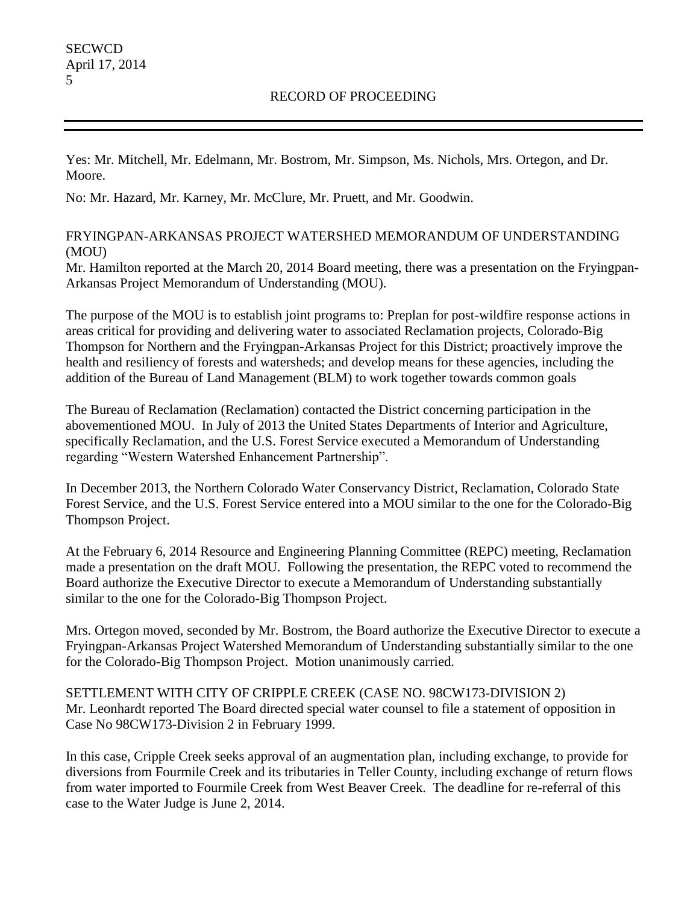Yes: Mr. Mitchell, Mr. Edelmann, Mr. Bostrom, Mr. Simpson, Ms. Nichols, Mrs. Ortegon, and Dr. Moore.

No: Mr. Hazard, Mr. Karney, Mr. McClure, Mr. Pruett, and Mr. Goodwin.

FRYINGPAN-ARKANSAS PROJECT WATERSHED MEMORANDUM OF UNDERSTANDING (MOU)

Mr. Hamilton reported at the March 20, 2014 Board meeting, there was a presentation on the Fryingpan-Arkansas Project Memorandum of Understanding (MOU).

The purpose of the MOU is to establish joint programs to: Preplan for post-wildfire response actions in areas critical for providing and delivering water to associated Reclamation projects, Colorado-Big Thompson for Northern and the Fryingpan-Arkansas Project for this District; proactively improve the health and resiliency of forests and watersheds; and develop means for these agencies, including the addition of the Bureau of Land Management (BLM) to work together towards common goals

The Bureau of Reclamation (Reclamation) contacted the District concerning participation in the abovementioned MOU. In July of 2013 the United States Departments of Interior and Agriculture, specifically Reclamation, and the U.S. Forest Service executed a Memorandum of Understanding regarding "Western Watershed Enhancement Partnership".

In December 2013, the Northern Colorado Water Conservancy District, Reclamation, Colorado State Forest Service, and the U.S. Forest Service entered into a MOU similar to the one for the Colorado-Big Thompson Project.

At the February 6, 2014 Resource and Engineering Planning Committee (REPC) meeting, Reclamation made a presentation on the draft MOU. Following the presentation, the REPC voted to recommend the Board authorize the Executive Director to execute a Memorandum of Understanding substantially similar to the one for the Colorado-Big Thompson Project.

Mrs. Ortegon moved, seconded by Mr. Bostrom, the Board authorize the Executive Director to execute a Fryingpan-Arkansas Project Watershed Memorandum of Understanding substantially similar to the one for the Colorado-Big Thompson Project. Motion unanimously carried.

SETTLEMENT WITH CITY OF CRIPPLE CREEK (CASE NO. 98CW173-DIVISION 2)

Mr. Leonhardt reported The Board directed special water counsel to file a statement of opposition in Case No 98CW173-Division 2 in February 1999.

In this case, Cripple Creek seeks approval of an augmentation plan, including exchange, to provide for diversions from Fourmile Creek and its tributaries in Teller County, including exchange of return flows from water imported to Fourmile Creek from West Beaver Creek. The deadline for re-referral of this case to the Water Judge is June 2, 2014.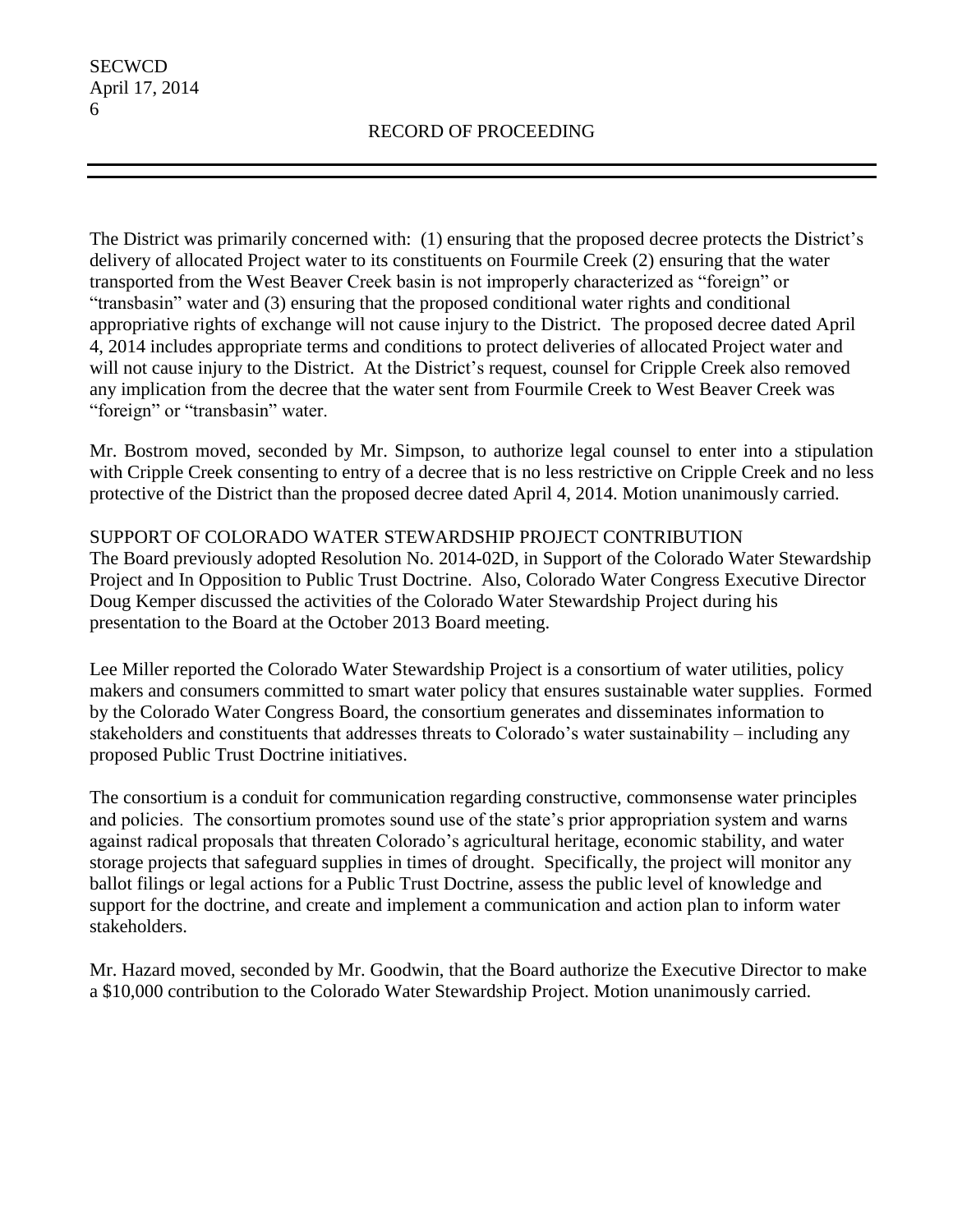The District was primarily concerned with: (1) ensuring that the proposed decree protects the District's delivery of allocated Project water to its constituents on Fourmile Creek (2) ensuring that the water transported from the West Beaver Creek basin is not improperly characterized as "foreign" or "transbasin" water and (3) ensuring that the proposed conditional water rights and conditional appropriative rights of exchange will not cause injury to the District. The proposed decree dated April 4, 2014 includes appropriate terms and conditions to protect deliveries of allocated Project water and will not cause injury to the District. At the District's request, counsel for Cripple Creek also removed any implication from the decree that the water sent from Fourmile Creek to West Beaver Creek was "foreign" or "transbasin" water.

Mr. Bostrom moved, seconded by Mr. Simpson, to authorize legal counsel to enter into a stipulation with Cripple Creek consenting to entry of a decree that is no less restrictive on Cripple Creek and no less protective of the District than the proposed decree dated April 4, 2014. Motion unanimously carried.

## SUPPORT OF COLORADO WATER STEWARDSHIP PROJECT CONTRIBUTION

The Board previously adopted Resolution No. 2014-02D, in Support of the Colorado Water Stewardship Project and In Opposition to Public Trust Doctrine. Also, Colorado Water Congress Executive Director Doug Kemper discussed the activities of the Colorado Water Stewardship Project during his presentation to the Board at the October 2013 Board meeting.

Lee Miller reported the Colorado Water Stewardship Project is a consortium of water utilities, policy makers and consumers committed to smart water policy that ensures sustainable water supplies. Formed by the Colorado Water Congress Board, the consortium generates and disseminates information to stakeholders and constituents that addresses threats to Colorado's water sustainability – including any proposed Public Trust Doctrine initiatives.

The consortium is a conduit for communication regarding constructive, commonsense water principles and policies. The consortium promotes sound use of the state's prior appropriation system and warns against radical proposals that threaten Colorado's agricultural heritage, economic stability, and water storage projects that safeguard supplies in times of drought. Specifically, the project will monitor any ballot filings or legal actions for a Public Trust Doctrine, assess the public level of knowledge and support for the doctrine, and create and implement a communication and action plan to inform water stakeholders.

Mr. Hazard moved, seconded by Mr. Goodwin, that the Board authorize the Executive Director to make a $10,000 contribution to the Colorado Water Stewardship Project. Motion unanimously carried.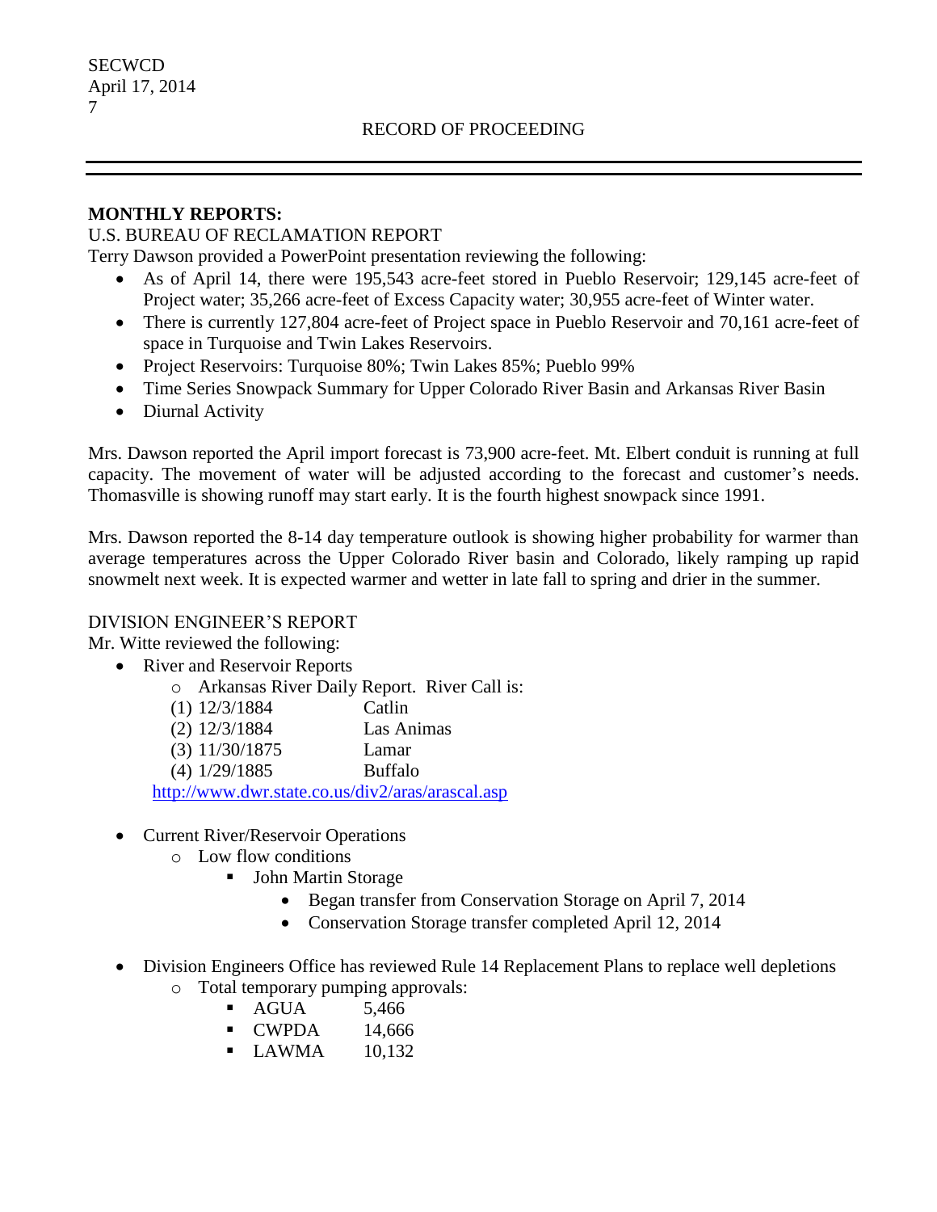**MONTHLY REPORTS:**

U.S. BUREAU OF RECLAMATION REPORT

Terry Dawson provided a PowerPoint presentation reviewing the following:

- As of April 14, there were 195,543 acre-feet stored in Pueblo Reservoir; 129,145 acre-feet of Project water; 35,266 acre-feet of Excess Capacity water; 30,955 acre-feet of Winter water.
- There is currently 127,804 acre-feet of Project space in Pueblo Reservoir and 70,161 acre-feet of space in Turquoise and Twin Lakes Reservoirs.
- Project Reservoirs: Turquoise 80%; Twin Lakes 85%; Pueblo 99%
- Time Series Snowpack Summary for Upper Colorado River Basin and Arkansas River Basin
- Diurnal Activity

Mrs. Dawson reported the April import forecast is 73,900 acre-feet. Mt. Elbert conduit is running at full capacity. The movement of water will be adjusted according to the forecast and customer's needs. Thomasville is showing runoff may start early. It is the fourth highest snowpack since 1991.

Mrs. Dawson reported the 8-14 day temperature outlook is showing higher probability for warmer than average temperatures across the Upper Colorado River basin and Colorado, likely ramping up rapid snowmelt next week. It is expected warmer and wetter in late fall to spring and drier in the summer.

DIVISION ENGINEER'S REPORT

Mr. Witte reviewed the following:

- River and Reservoir Reports
  - Arkansas River Daily Report. River Call is:
    - (1) 12/3/1884 Catlin
    - (2) 12/3/1884 Las Animas
    - (3) 11/30/1875 Lamar
    - (4) 1/29/1885 Buffalo

    http://www.dwr.state.co.us/div2/aras/arascal.asp

- Current River/Reservoir Operations
  - Low flow conditions
    - John Martin Storage
      - Began transfer from Conservation Storage on April 7, 2014
      - Conservation Storage transfer completed April 12, 2014

- Division Engineers Office has reviewed Rule 14 Replacement Plans to replace well depletions
  - Total temporary pumping approvals:
    - AGUA 5,466
    - CWPDA 14,666
    - LAWMA 10,132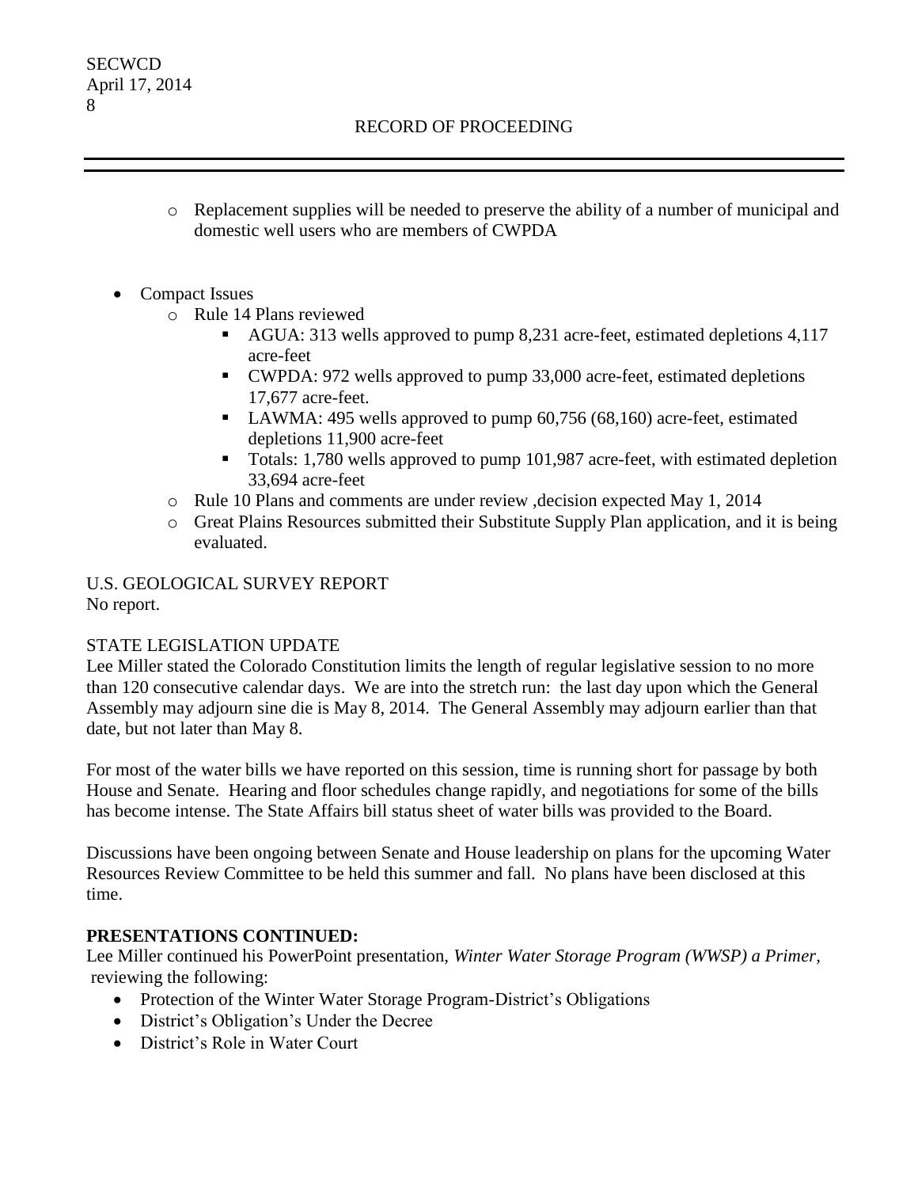- Replacement supplies will be needed to preserve the ability of a number of municipal and domestic well users who are members of CWPDA

- Compact Issues
  - Rule 14 Plans reviewed
    - AGUA: 313 wells approved to pump 8,231 acre-feet, estimated depletions 4,117 acre-feet
    - CWPDA: 972 wells approved to pump 33,000 acre-feet, estimated depletions 17,677 acre-feet.
    - LAWMA: 495 wells approved to pump 60,756 (68,160) acre-feet, estimated depletions 11,900 acre-feet
    - Totals: 1,780 wells approved to pump 101,987 acre-feet, with estimated depletion 33,694 acre-feet
  - Rule 10 Plans and comments are under review ,decision expected May 1, 2014
  - Great Plains Resources submitted their Substitute Supply Plan application, and it is being evaluated.

U.S. GEOLOGICAL SURVEY REPORT
No report.

STATE LEGISLATION UPDATE
Lee Miller stated the Colorado Constitution limits the length of regular legislative session to no more than 120 consecutive calendar days. We are into the stretch run: the last day upon which the General Assembly may adjourn sine die is May 8, 2014. The General Assembly may adjourn earlier than that date, but not later than May 8.

For most of the water bills we have reported on this session, time is running short for passage by both House and Senate. Hearing and floor schedules change rapidly, and negotiations for some of the bills has become intense. The State Affairs bill status sheet of water bills was provided to the Board.

Discussions have been ongoing between Senate and House leadership on plans for the upcoming Water Resources Review Committee to be held this summer and fall. No plans have been disclosed at this time.

**PRESENTATIONS CONTINUED:**
Lee Miller continued his PowerPoint presentation, *Winter Water Storage Program (WWSP) a Primer*, reviewing the following:

- Protection of the Winter Water Storage Program-District's Obligations
- District's Obligation's Under the Decree
- District's Role in Water Court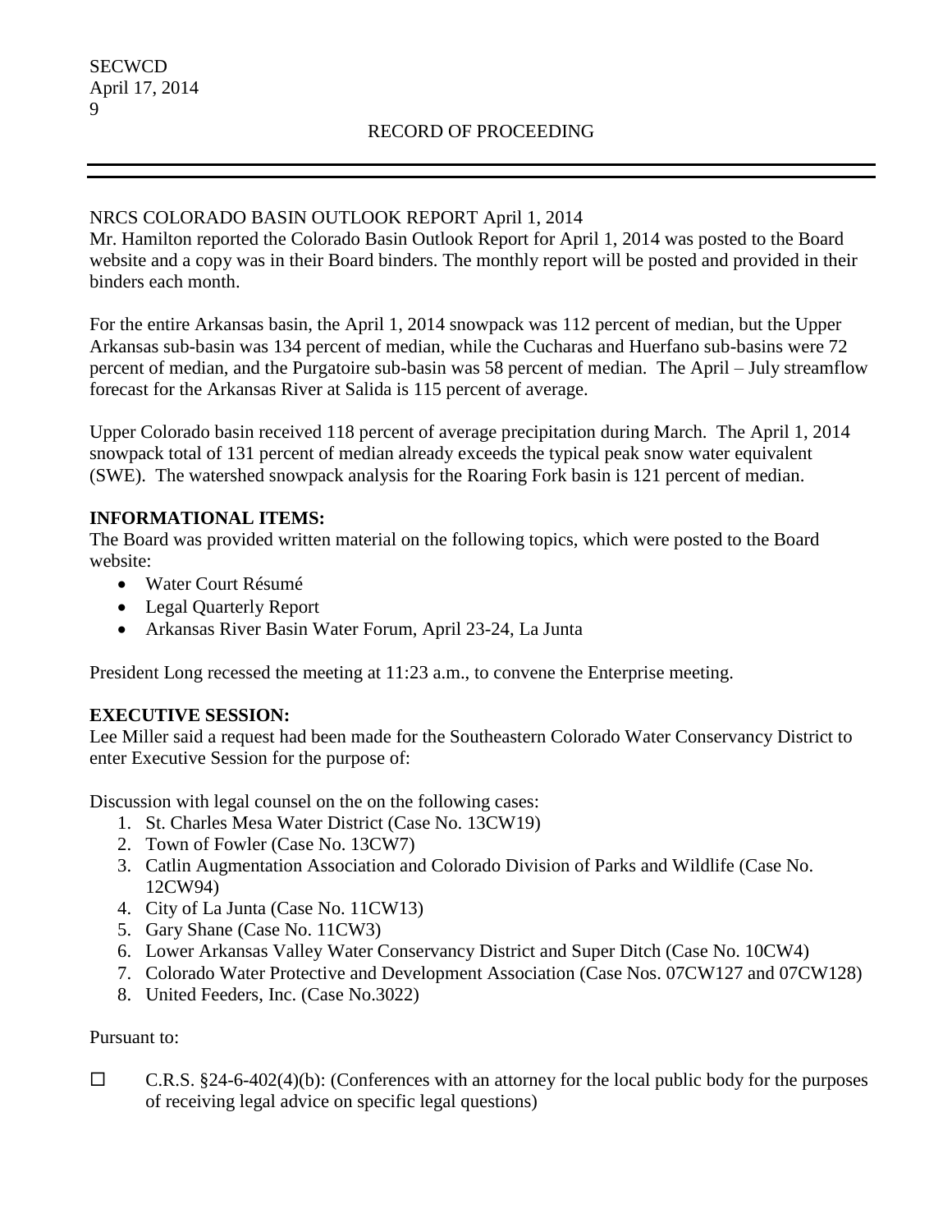NRCS COLORADO BASIN OUTLOOK REPORT April 1, 2014

Mr. Hamilton reported the Colorado Basin Outlook Report for April 1, 2014 was posted to the Board website and a copy was in their Board binders. The monthly report will be posted and provided in their binders each month.

For the entire Arkansas basin, the April 1, 2014 snowpack was 112 percent of median, but the Upper Arkansas sub-basin was 134 percent of median, while the Cucharas and Huerfano sub-basins were 72 percent of median, and the Purgatoire sub-basin was 58 percent of median. The April – July streamflow forecast for the Arkansas River at Salida is 115 percent of average.

Upper Colorado basin received 118 percent of average precipitation during March. The April 1, 2014 snowpack total of 131 percent of median already exceeds the typical peak snow water equivalent (SWE). The watershed snowpack analysis for the Roaring Fork basin is 121 percent of median.

**INFORMATIONAL ITEMS:**

The Board was provided written material on the following topics, which were posted to the Board website:

- Water Court Résumé
- Legal Quarterly Report
- Arkansas River Basin Water Forum, April 23-24, La Junta

President Long recessed the meeting at 11:23 a.m., to convene the Enterprise meeting.

**EXECUTIVE SESSION:**

Lee Miller said a request had been made for the Southeastern Colorado Water Conservancy District to enter Executive Session for the purpose of:

Discussion with legal counsel on the on the following cases:

1. St. Charles Mesa Water District (Case No. 13CW19)
2. Town of Fowler (Case No. 13CW7)
3. Catlin Augmentation Association and Colorado Division of Parks and Wildlife (Case No. 12CW94)
4. City of La Junta (Case No. 11CW13)
5. Gary Shane (Case No. 11CW3)
6. Lower Arkansas Valley Water Conservancy District and Super Ditch (Case No. 10CW4)
7. Colorado Water Protective and Development Association (Case Nos. 07CW127 and 07CW128)
8. United Feeders, Inc. (Case No.3022)

Pursuant to:

☐ C.R.S. §24-6-402(4)(b): (Conferences with an attorney for the local public body for the purposes of receiving legal advice on specific legal questions)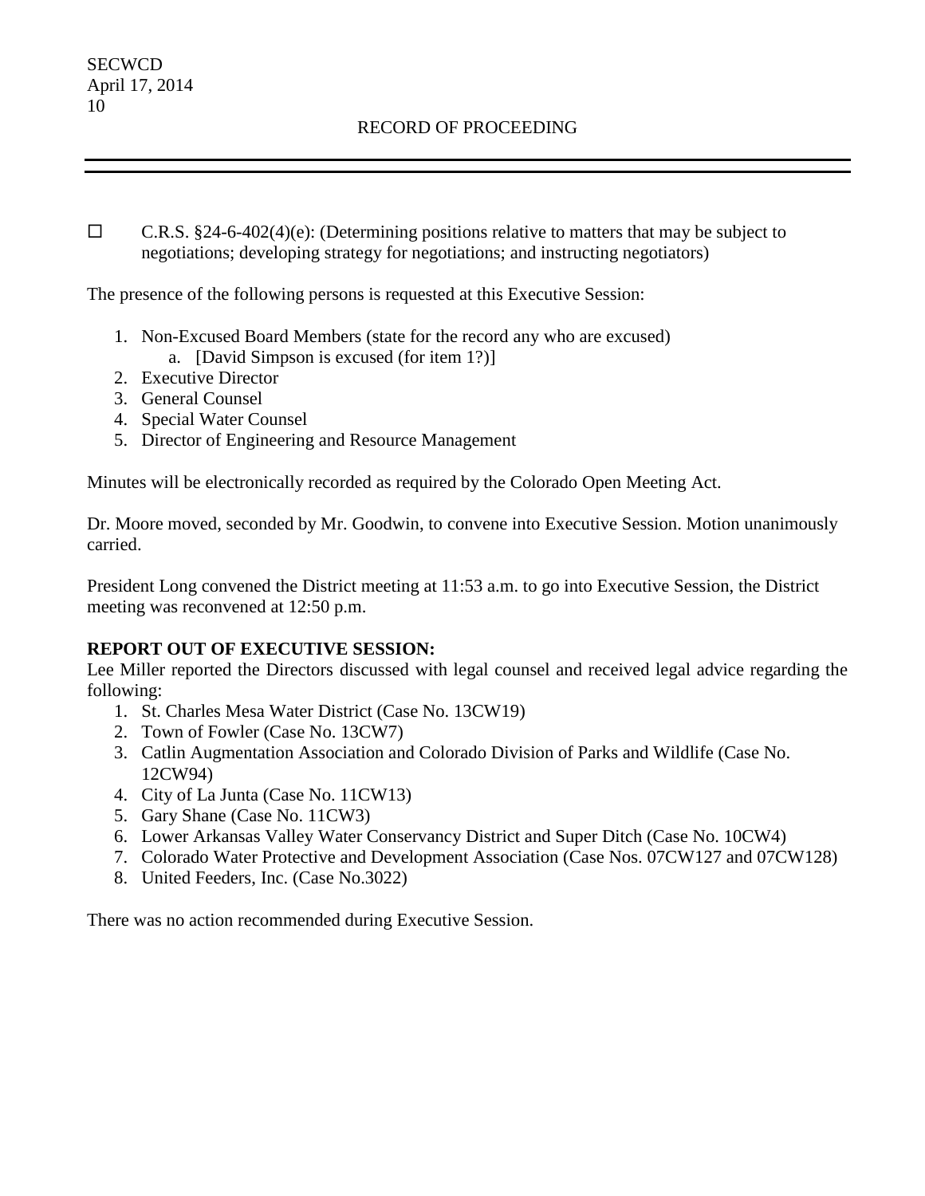☐ C.R.S. §24-6-402(4)(e): (Determining positions relative to matters that may be subject to negotiations; developing strategy for negotiations; and instructing negotiators)

The presence of the following persons is requested at this Executive Session:

1. Non-Excused Board Members (state for the record any who are excused)
   a. [David Simpson is excused (for item 1?)]
2. Executive Director
3. General Counsel
4. Special Water Counsel
5. Director of Engineering and Resource Management

Minutes will be electronically recorded as required by the Colorado Open Meeting Act.

Dr. Moore moved, seconded by Mr. Goodwin, to convene into Executive Session. Motion unanimously carried.

President Long convened the District meeting at 11:53 a.m. to go into Executive Session, the District meeting was reconvened at 12:50 p.m.

**REPORT OUT OF EXECUTIVE SESSION:**
Lee Miller reported the Directors discussed with legal counsel and received legal advice regarding the following:

1. St. Charles Mesa Water District (Case No. 13CW19)
2. Town of Fowler (Case No. 13CW7)
3. Catlin Augmentation Association and Colorado Division of Parks and Wildlife (Case No. 12CW94)
4. City of La Junta (Case No. 11CW13)
5. Gary Shane (Case No. 11CW3)
6. Lower Arkansas Valley Water Conservancy District and Super Ditch (Case No. 10CW4)
7. Colorado Water Protective and Development Association (Case Nos. 07CW127 and 07CW128)
8. United Feeders, Inc. (Case No.3022)

There was no action recommended during Executive Session.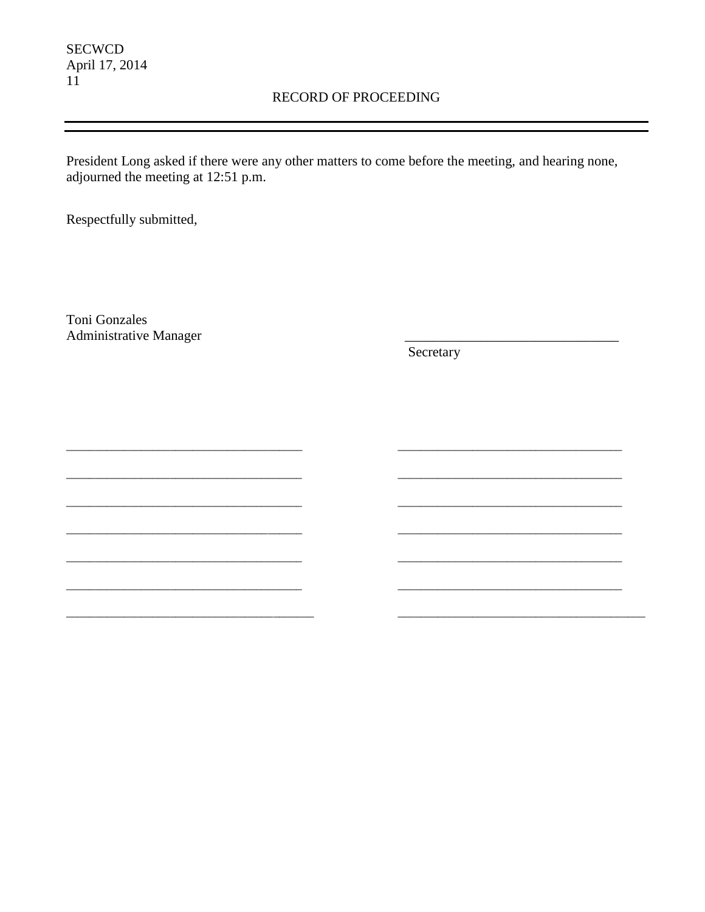RECORD OF PROCEEDING

President Long asked if there were any other matters to come before the meeting, and hearing none, adjourned the meeting at 12:51 p.m.

Respectfully submitted,

Toni Gonzales
Administrative Manager

_______________________________
Secretary

___________________________________ ___________________________________

___________________________________ ___________________________________

___________________________________ ___________________________________

___________________________________ ___________________________________

___________________________________ ___________________________________

___________________________________ ___________________________________

___________________________________ ___________________________________